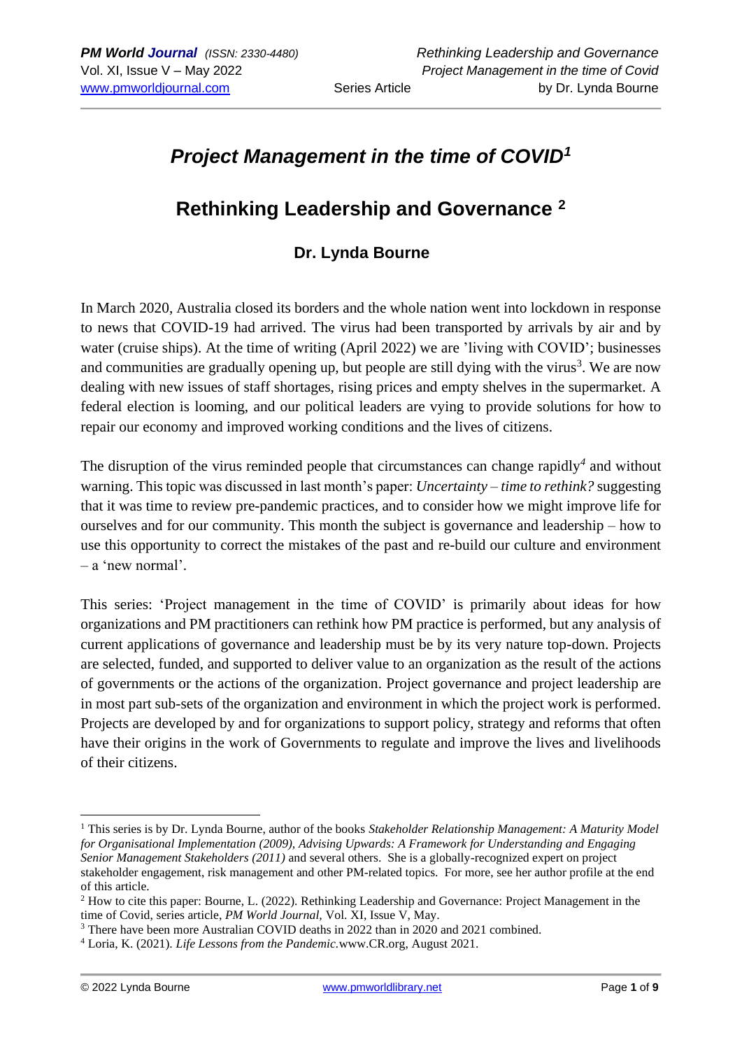# *Project Management in the time of COVID*[1]

## Rethinking Leadership and Governance [2]

### Dr. Lynda Bourne

In March 2020, Australia closed its borders and the whole nation went into lockdown in response to news that COVID-19 had arrived. The virus had been transported by arrivals by air and by water (cruise ships). At the time of writing (April 2022) we are 'living with COVID'; businesses and communities are gradually opening up, but people are still dying with the virus[3]. We are now dealing with new issues of staff shortages, rising prices and empty shelves in the supermarket. A federal election is looming, and our political leaders are vying to provide solutions for how to repair our economy and improved working conditions and the lives of citizens.

The disruption of the virus reminded people that circumstances can change rapidly[4] and without warning. This topic was discussed in last month's paper: *Uncertainty – time to rethink?* suggesting that it was time to review pre-pandemic practices, and to consider how we might improve life for ourselves and for our community. This month the subject is governance and leadership – how to use this opportunity to correct the mistakes of the past and re-build our culture and environment – a 'new normal'.

This series: 'Project management in the time of COVID' is primarily about ideas for how organizations and PM practitioners can rethink how PM practice is performed, but any analysis of current applications of governance and leadership must be by its very nature top-down. Projects are selected, funded, and supported to deliver value to an organization as the result of the actions of governments or the actions of the organization. Project governance and project leadership are in most part sub-sets of the organization and environment in which the project work is performed. Projects are developed by and for organizations to support policy, strategy and reforms that often have their origins in the work of Governments to regulate and improve the lives and livelihoods of their citizens.

---

[1] This series is by Dr. Lynda Bourne, author of the books *Stakeholder Relationship Management: A Maturity Model for Organisational Implementation (2009), Advising Upwards: A Framework for Understanding and Engaging Senior Management Stakeholders (2011)* and several others. She is a globally-recognized expert on project stakeholder engagement, risk management and other PM-related topics. For more, see her author profile at the end of this article.

[2] How to cite this paper: Bourne, L. (2022). Rethinking Leadership and Governance: Project Management in the time of Covid, series article, *PM World Journal*, Vol. XI, Issue V, May.

[3] There have been more Australian COVID deaths in 2022 than in 2020 and 2021 combined.

[4] Loria, K. (2021). *Life Lessons from the Pandemic.*www.CR.org, August 2021.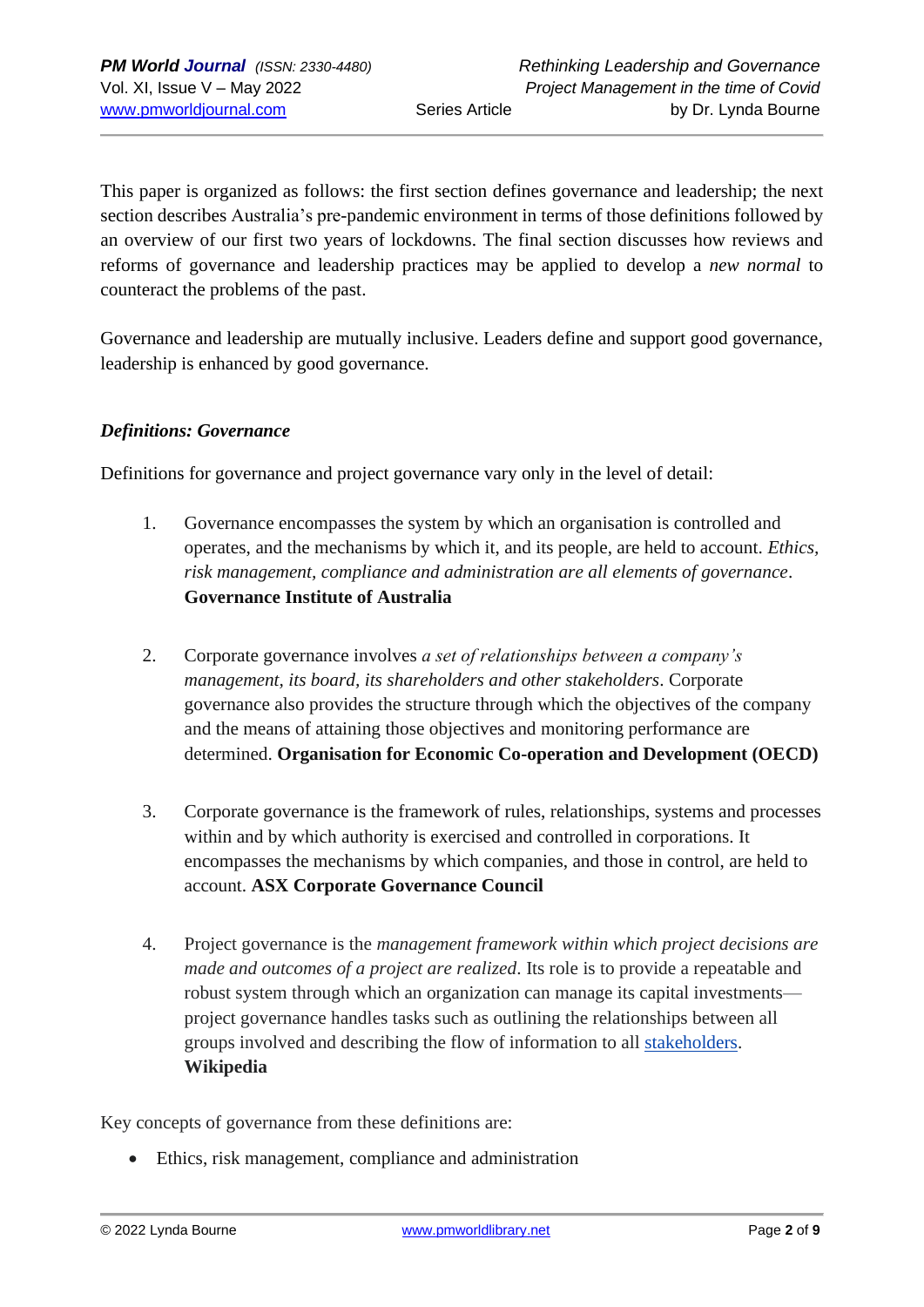This paper is organized as follows: the first section defines governance and leadership; the next section describes Australia's pre-pandemic environment in terms of those definitions followed by an overview of our first two years of lockdowns. The final section discusses how reviews and reforms of governance and leadership practices may be applied to develop a *new normal* to counteract the problems of the past.

Governance and leadership are mutually inclusive. Leaders define and support good governance, leadership is enhanced by good governance.

### *Definitions: Governance*

Definitions for governance and project governance vary only in the level of detail:

1. Governance encompasses the system by which an organisation is controlled and operates, and the mechanisms by which it, and its people, are held to account. *Ethics, risk management, compliance and administration are all elements of governance*. **Governance Institute of Australia**

2. Corporate governance involves *a set of relationships between a company's management, its board, its shareholders and other stakeholders*. Corporate governance also provides the structure through which the objectives of the company and the means of attaining those objectives and monitoring performance are determined. **Organisation for Economic Co-operation and Development (OECD)**

3. Corporate governance is the framework of rules, relationships, systems and processes within and by which authority is exercised and controlled in corporations. It encompasses the mechanisms by which companies, and those in control, are held to account. **ASX Corporate Governance Council**

4. Project governance is the *management framework within which project decisions are made and outcomes of a project are realized*. Its role is to provide a repeatable and robust system through which an organization can manage its capital investments—project governance handles tasks such as outlining the relationships between all groups involved and describing the flow of information to all stakeholders. **Wikipedia**

Key concepts of governance from these definitions are:

- Ethics, risk management, compliance and administration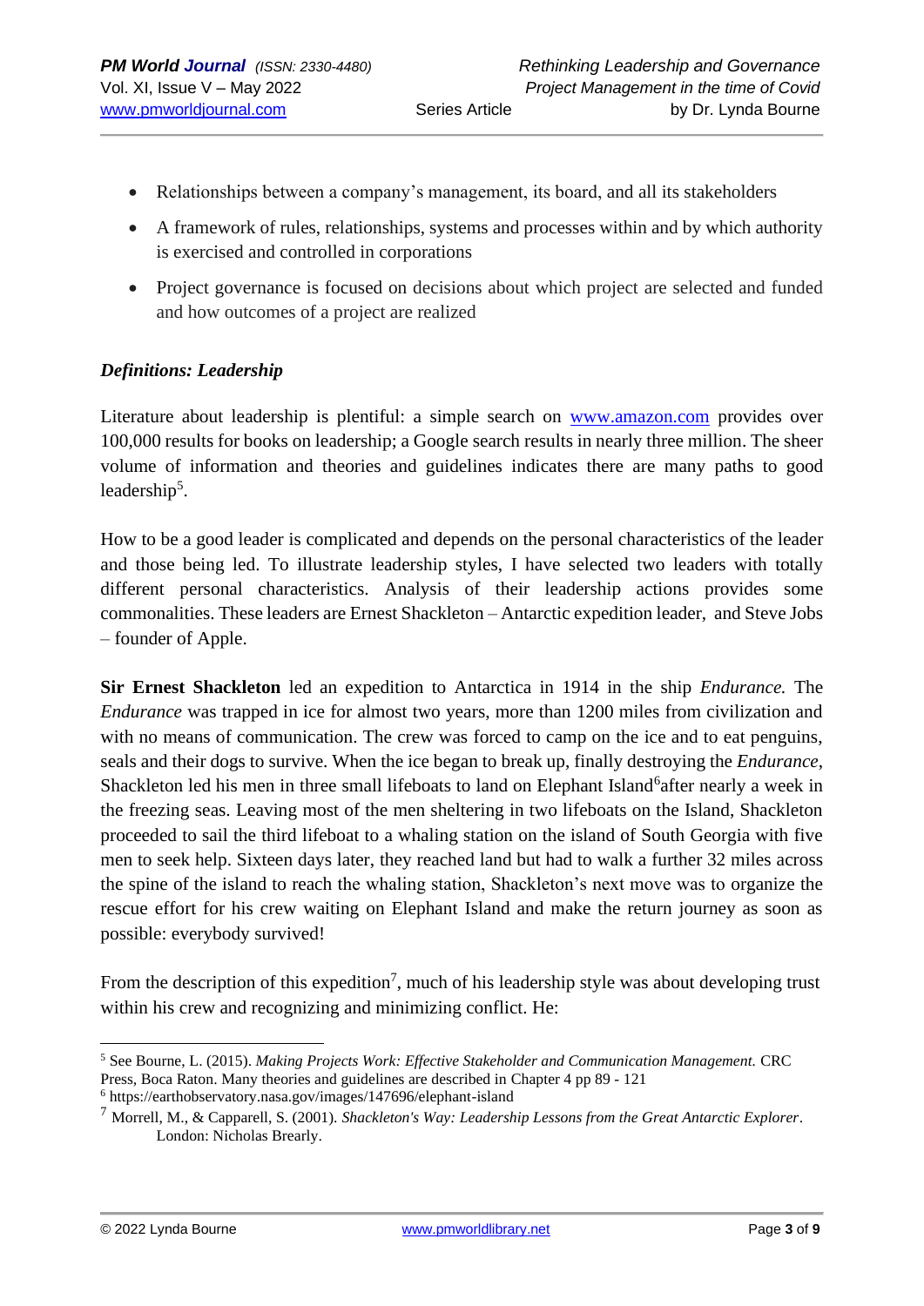- Relationships between a company's management, its board, and all its stakeholders
- A framework of rules, relationships, systems and processes within and by which authority is exercised and controlled in corporations
- Project governance is focused on decisions about which project are selected and funded and how outcomes of a project are realized

### *Definitions: Leadership*

Literature about leadership is plentiful: a simple search on www.amazon.com provides over 100,000 results for books on leadership; a Google search results in nearly three million. The sheer volume of information and theories and guidelines indicates there are many paths to good leadership[5].

How to be a good leader is complicated and depends on the personal characteristics of the leader and those being led. To illustrate leadership styles, I have selected two leaders with totally different personal characteristics. Analysis of their leadership actions provides some commonalities. These leaders are Ernest Shackleton – Antarctic expedition leader, and Steve Jobs – founder of Apple.

**Sir Ernest Shackleton** led an expedition to Antarctica in 1914 in the ship *Endurance.* The *Endurance* was trapped in ice for almost two years, more than 1200 miles from civilization and with no means of communication. The crew was forced to camp on the ice and to eat penguins, seals and their dogs to survive. When the ice began to break up, finally destroying the *Endurance*, Shackleton led his men in three small lifeboats to land on Elephant Island[6]after nearly a week in the freezing seas. Leaving most of the men sheltering in two lifeboats on the Island, Shackleton proceeded to sail the third lifeboat to a whaling station on the island of South Georgia with five men to seek help. Sixteen days later, they reached land but had to walk a further 32 miles across the spine of the island to reach the whaling station, Shackleton's next move was to organize the rescue effort for his crew waiting on Elephant Island and make the return journey as soon as possible: everybody survived!

From the description of this expedition[7], much of his leadership style was about developing trust within his crew and recognizing and minimizing conflict. He:

---

[5] See Bourne, L. (2015). *Making Projects Work: Effective Stakeholder and Communication Management.* CRC Press, Boca Raton. Many theories and guidelines are described in Chapter 4 pp 89 - 121

[6] https://earthobservatory.nasa.gov/images/147696/elephant-island

[7] Morrell, M., & Capparell, S. (2001). *Shackleton's Way: Leadership Lessons from the Great Antarctic Explorer*. London: Nicholas Brearly.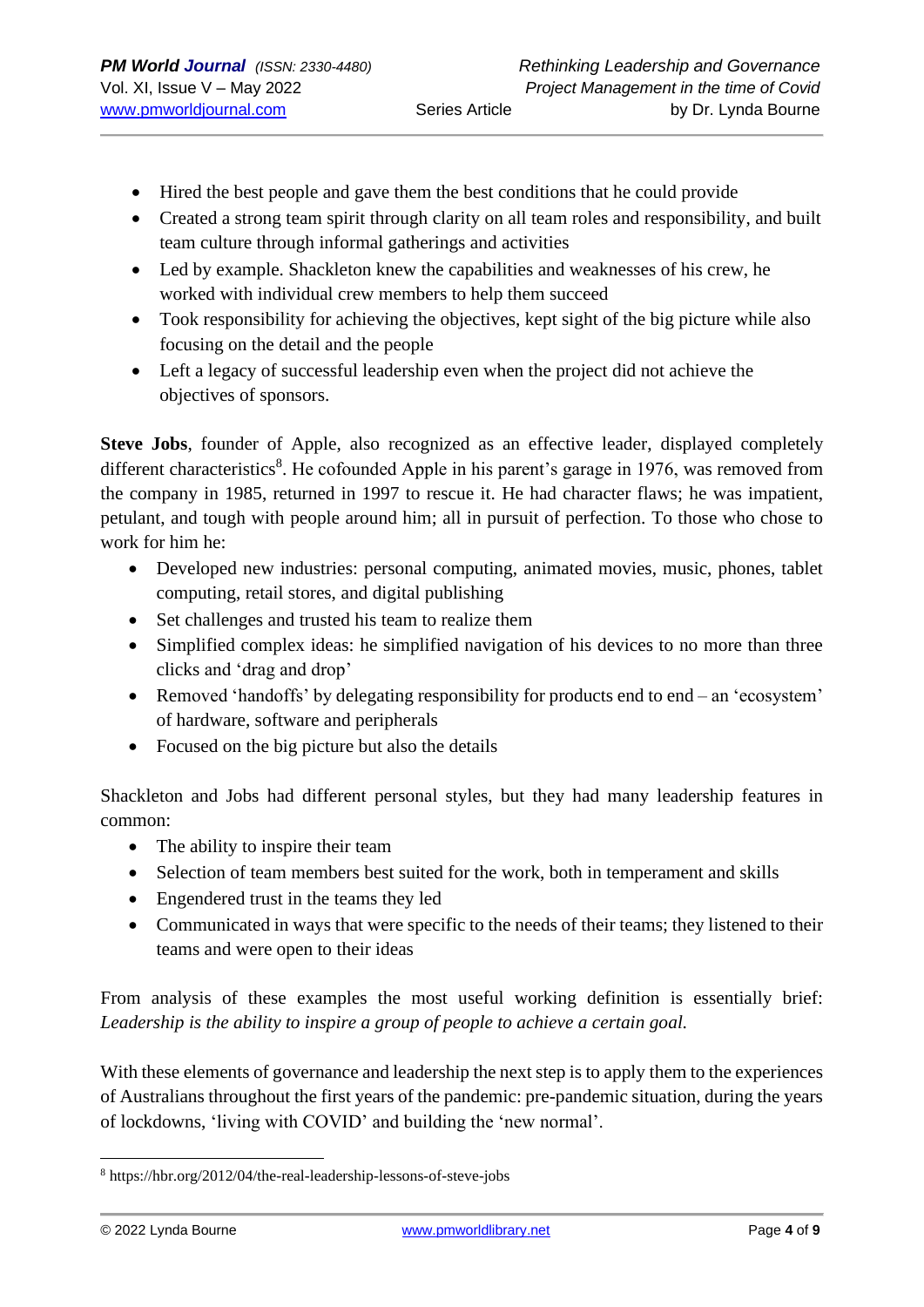- Hired the best people and gave them the best conditions that he could provide
- Created a strong team spirit through clarity on all team roles and responsibility, and built team culture through informal gatherings and activities
- Led by example. Shackleton knew the capabilities and weaknesses of his crew, he worked with individual crew members to help them succeed
- Took responsibility for achieving the objectives, kept sight of the big picture while also focusing on the detail and the people
- Left a legacy of successful leadership even when the project did not achieve the objectives of sponsors.

**Steve Jobs**, founder of Apple, also recognized as an effective leader, displayed completely different characteristics[8]. He cofounded Apple in his parent's garage in 1976, was removed from the company in 1985, returned in 1997 to rescue it. He had character flaws; he was impatient, petulant, and tough with people around him; all in pursuit of perfection. To those who chose to work for him he:

- Developed new industries: personal computing, animated movies, music, phones, tablet computing, retail stores, and digital publishing
- Set challenges and trusted his team to realize them
- Simplified complex ideas: he simplified navigation of his devices to no more than three clicks and 'drag and drop'
- Removed 'handoffs' by delegating responsibility for products end to end – an 'ecosystem' of hardware, software and peripherals
- Focused on the big picture but also the details

Shackleton and Jobs had different personal styles, but they had many leadership features in common:

- The ability to inspire their team
- Selection of team members best suited for the work, both in temperament and skills
- Engendered trust in the teams they led
- Communicated in ways that were specific to the needs of their teams; they listened to their teams and were open to their ideas

From analysis of these examples the most useful working definition is essentially brief: *Leadership is the ability to inspire a group of people to achieve a certain goal.*

With these elements of governance and leadership the next step is to apply them to the experiences of Australians throughout the first years of the pandemic: pre-pandemic situation, during the years of lockdowns, 'living with COVID' and building the 'new normal'.

[8] https://hbr.org/2012/04/the-real-leadership-lessons-of-steve-jobs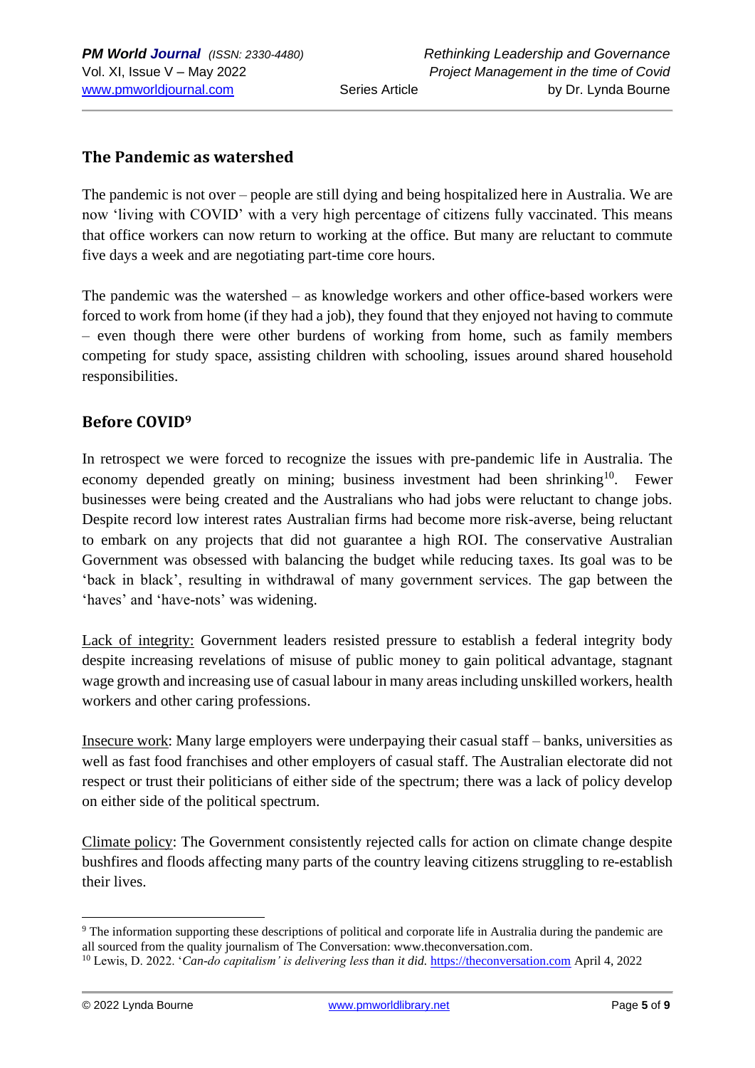## The Pandemic as watershed

The pandemic is not over – people are still dying and being hospitalized here in Australia. We are now 'living with COVID' with a very high percentage of citizens fully vaccinated. This means that office workers can now return to working at the office. But many are reluctant to commute five days a week and are negotiating part-time core hours.

The pandemic was the watershed – as knowledge workers and other office-based workers were forced to work from home (if they had a job), they found that they enjoyed not having to commute – even though there were other burdens of working from home, such as family members competing for study space, assisting children with schooling, issues around shared household responsibilities.

## Before COVID[9]

In retrospect we were forced to recognize the issues with pre-pandemic life in Australia. The economy depended greatly on mining; business investment had been shrinking[10]. Fewer businesses were being created and the Australians who had jobs were reluctant to change jobs. Despite record low interest rates Australian firms had become more risk-averse, being reluctant to embark on any projects that did not guarantee a high ROI. The conservative Australian Government was obsessed with balancing the budget while reducing taxes. Its goal was to be 'back in black', resulting in withdrawal of many government services. The gap between the 'haves' and 'have-nots' was widening.

Lack of integrity: Government leaders resisted pressure to establish a federal integrity body despite increasing revelations of misuse of public money to gain political advantage, stagnant wage growth and increasing use of casual labour in many areas including unskilled workers, health workers and other caring professions.

Insecure work: Many large employers were underpaying their casual staff – banks, universities as well as fast food franchises and other employers of casual staff. The Australian electorate did not respect or trust their politicians of either side of the spectrum; there was a lack of policy develop on either side of the political spectrum.

Climate policy: The Government consistently rejected calls for action on climate change despite bushfires and floods affecting many parts of the country leaving citizens struggling to re-establish their lives.

---

[9] The information supporting these descriptions of political and corporate life in Australia during the pandemic are all sourced from the quality journalism of The Conversation: www.theconversation.com.

[10] Lewis, D. 2022. '*Can-do capitalism' is delivering less than it did.* https://theconversation.com April 4, 2022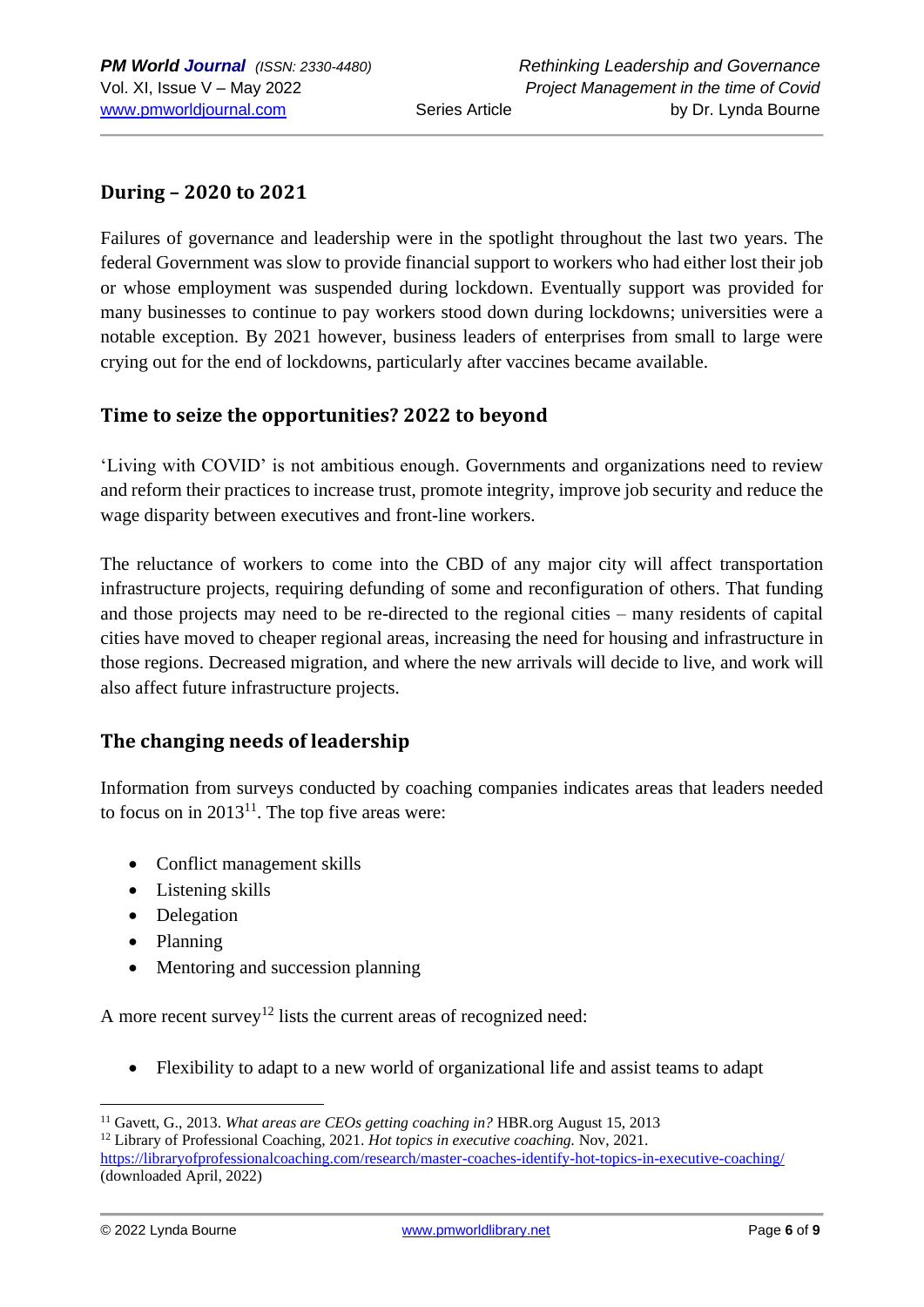## During – 2020 to 2021

Failures of governance and leadership were in the spotlight throughout the last two years. The federal Government was slow to provide financial support to workers who had either lost their job or whose employment was suspended during lockdown. Eventually support was provided for many businesses to continue to pay workers stood down during lockdowns; universities were a notable exception. By 2021 however, business leaders of enterprises from small to large were crying out for the end of lockdowns, particularly after vaccines became available.

## Time to seize the opportunities? 2022 to beyond

'Living with COVID' is not ambitious enough. Governments and organizations need to review and reform their practices to increase trust, promote integrity, improve job security and reduce the wage disparity between executives and front-line workers.

The reluctance of workers to come into the CBD of any major city will affect transportation infrastructure projects, requiring defunding of some and reconfiguration of others. That funding and those projects may need to be re-directed to the regional cities – many residents of capital cities have moved to cheaper regional areas, increasing the need for housing and infrastructure in those regions. Decreased migration, and where the new arrivals will decide to live, and work will also affect future infrastructure projects.

## The changing needs of leadership

Information from surveys conducted by coaching companies indicates areas that leaders needed to focus on in 2013[11]. The top five areas were:

- Conflict management skills
- Listening skills
- Delegation
- Planning
- Mentoring and succession planning

A more recent survey[12] lists the current areas of recognized need:

- Flexibility to adapt to a new world of organizational life and assist teams to adapt

---

[11] Gavett, G., 2013. *What areas are CEOs getting coaching in?* HBR.org August 15, 2013

[12] Library of Professional Coaching, 2021. *Hot topics in executive coaching.* Nov, 2021. https://libraryofprofessionalcoaching.com/research/master-coaches-identify-hot-topics-in-executive-coaching/ (downloaded April, 2022)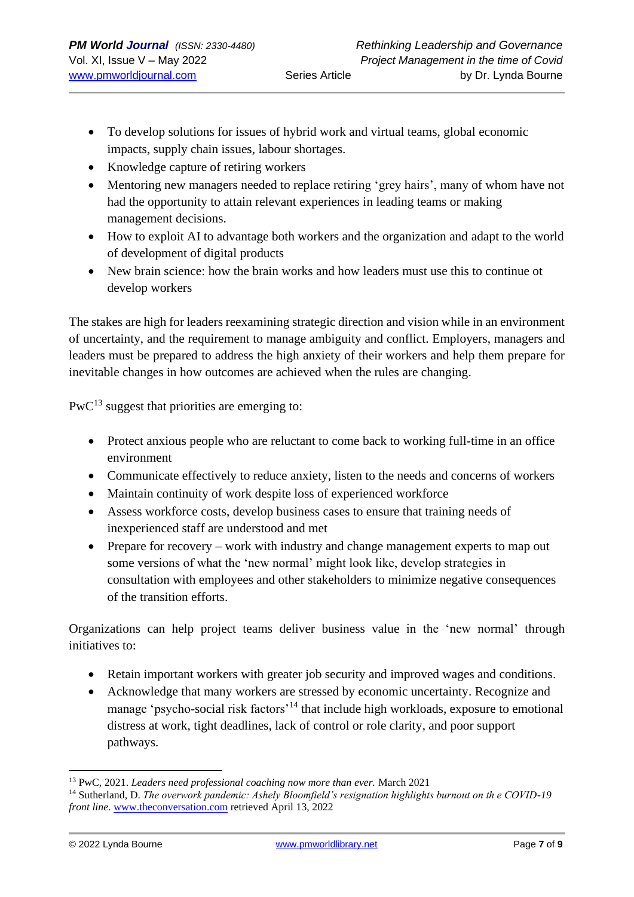- To develop solutions for issues of hybrid work and virtual teams, global economic impacts, supply chain issues, labour shortages.
- Knowledge capture of retiring workers
- Mentoring new managers needed to replace retiring 'grey hairs', many of whom have not had the opportunity to attain relevant experiences in leading teams or making management decisions.
- How to exploit AI to advantage both workers and the organization and adapt to the world of development of digital products
- New brain science: how the brain works and how leaders must use this to continue ot develop workers

The stakes are high for leaders reexamining strategic direction and vision while in an environment of uncertainty, and the requirement to manage ambiguity and conflict. Employers, managers and leaders must be prepared to address the high anxiety of their workers and help them prepare for inevitable changes in how outcomes are achieved when the rules are changing.

PwC[13] suggest that priorities are emerging to:

- Protect anxious people who are reluctant to come back to working full-time in an office environment
- Communicate effectively to reduce anxiety, listen to the needs and concerns of workers
- Maintain continuity of work despite loss of experienced workforce
- Assess workforce costs, develop business cases to ensure that training needs of inexperienced staff are understood and met
- Prepare for recovery – work with industry and change management experts to map out some versions of what the 'new normal' might look like, develop strategies in consultation with employees and other stakeholders to minimize negative consequences of the transition efforts.

Organizations can help project teams deliver business value in the 'new normal' through initiatives to:

- Retain important workers with greater job security and improved wages and conditions.
- Acknowledge that many workers are stressed by economic uncertainty. Recognize and manage 'psycho-social risk factors'[14] that include high workloads, exposure to emotional distress at work, tight deadlines, lack of control or role clarity, and poor support pathways.

---

[13] PwC, 2021. *Leaders need professional coaching now more than ever.* March 2021

[14] Sutherland, D. *The overwork pandemic: Ashely Bloomfield's resignation highlights burnout on th e COVID-19 front line.* www.theconversation.com retrieved April 13, 2022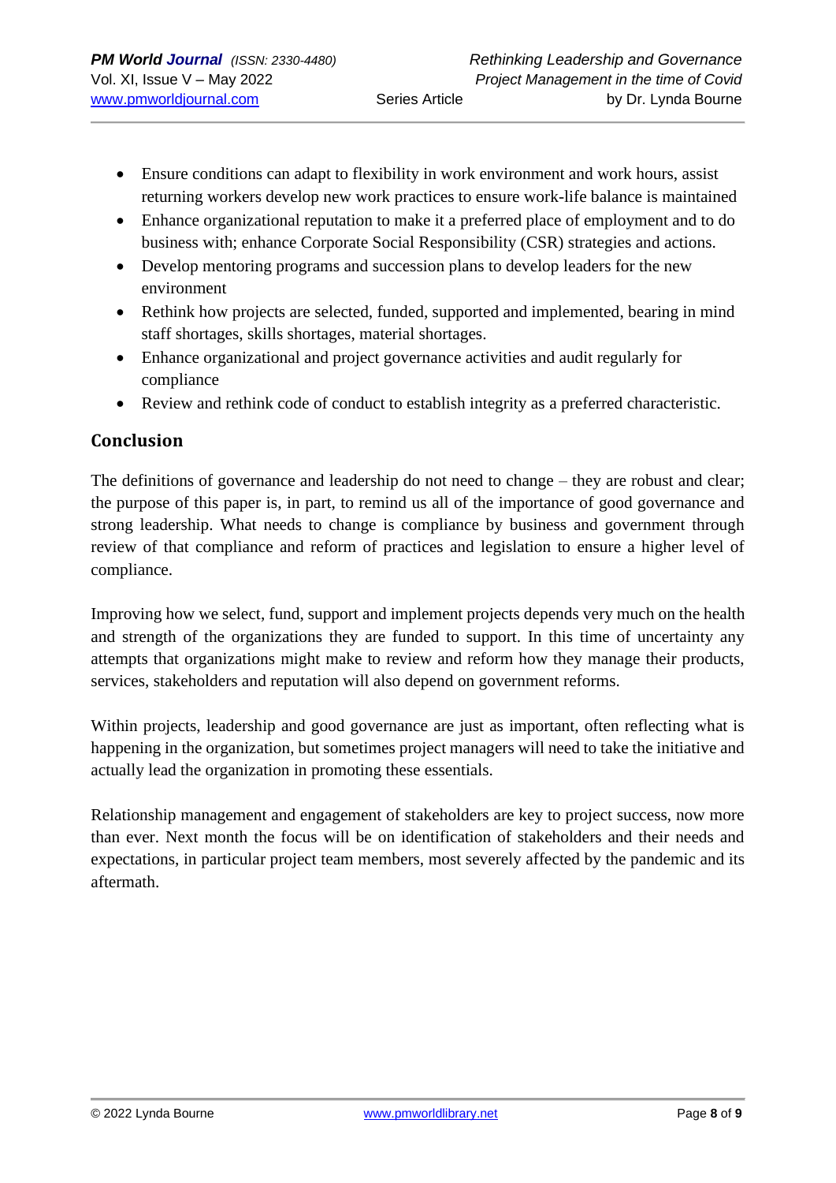- Ensure conditions can adapt to flexibility in work environment and work hours, assist returning workers develop new work practices to ensure work-life balance is maintained
- Enhance organizational reputation to make it a preferred place of employment and to do business with; enhance Corporate Social Responsibility (CSR) strategies and actions.
- Develop mentoring programs and succession plans to develop leaders for the new environment
- Rethink how projects are selected, funded, supported and implemented, bearing in mind staff shortages, skills shortages, material shortages.
- Enhance organizational and project governance activities and audit regularly for compliance
- Review and rethink code of conduct to establish integrity as a preferred characteristic.

## Conclusion

The definitions of governance and leadership do not need to change – they are robust and clear; the purpose of this paper is, in part, to remind us all of the importance of good governance and strong leadership. What needs to change is compliance by business and government through review of that compliance and reform of practices and legislation to ensure a higher level of compliance.

Improving how we select, fund, support and implement projects depends very much on the health and strength of the organizations they are funded to support. In this time of uncertainty any attempts that organizations might make to review and reform how they manage their products, services, stakeholders and reputation will also depend on government reforms.

Within projects, leadership and good governance are just as important, often reflecting what is happening in the organization, but sometimes project managers will need to take the initiative and actually lead the organization in promoting these essentials.

Relationship management and engagement of stakeholders are key to project success, now more than ever. Next month the focus will be on identification of stakeholders and their needs and expectations, in particular project team members, most severely affected by the pandemic and its aftermath.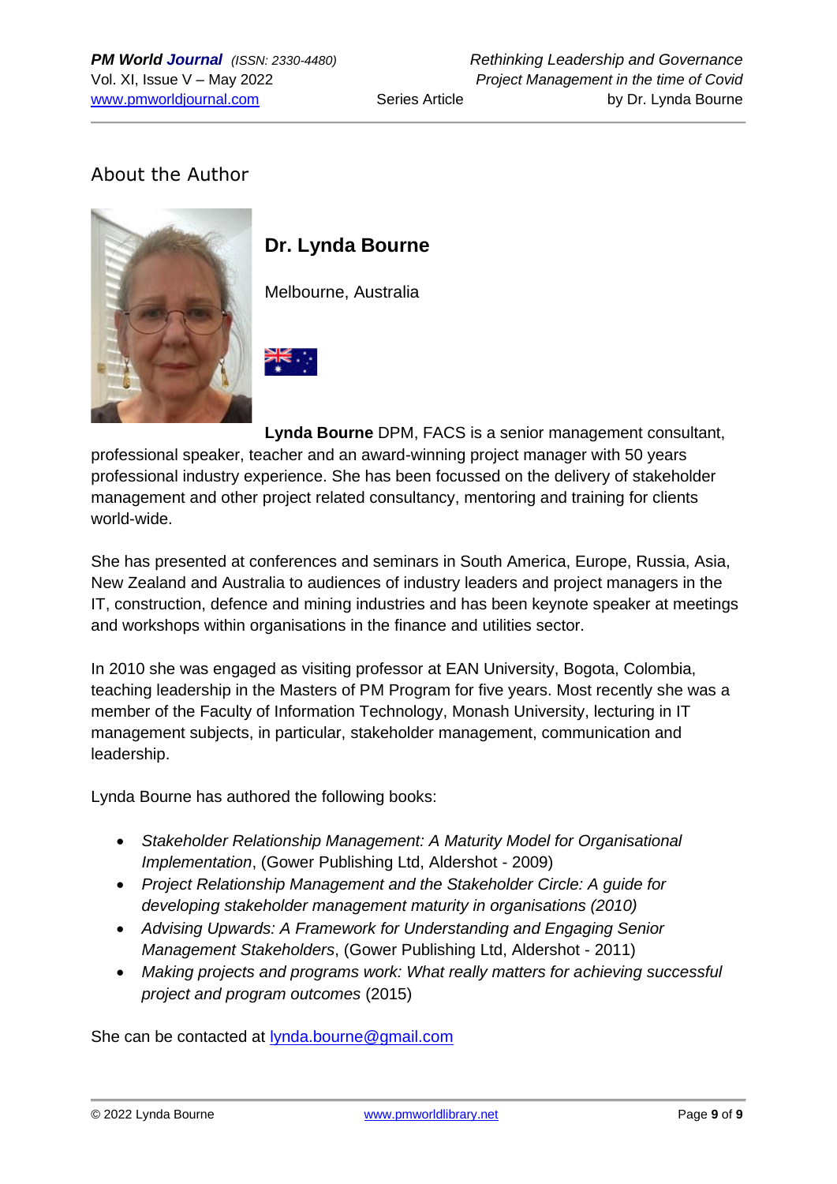## About the Author

### Dr. Lynda Bourne

Melbourne, Australia

**Lynda Bourne** DPM, FACS is a senior management consultant, professional speaker, teacher and an award-winning project manager with 50 years professional industry experience. She has been focussed on the delivery of stakeholder management and other project related consultancy, mentoring and training for clients world-wide.

She has presented at conferences and seminars in South America, Europe, Russia, Asia, New Zealand and Australia to audiences of industry leaders and project managers in the IT, construction, defence and mining industries and has been keynote speaker at meetings and workshops within organisations in the finance and utilities sector.

In 2010 she was engaged as visiting professor at EAN University, Bogota, Colombia, teaching leadership in the Masters of PM Program for five years. Most recently she was a member of the Faculty of Information Technology, Monash University, lecturing in IT management subjects, in particular, stakeholder management, communication and leadership.

Lynda Bourne has authored the following books:

- *Stakeholder Relationship Management: A Maturity Model for Organisational Implementation*, (Gower Publishing Ltd, Aldershot - 2009)
- *Project Relationship Management and the Stakeholder Circle: A guide for developing stakeholder management maturity in organisations (2010)*
- *Advising Upwards: A Framework for Understanding and Engaging Senior Management Stakeholders*, (Gower Publishing Ltd, Aldershot - 2011)
- *Making projects and programs work: What really matters for achieving successful project and program outcomes* (2015)

She can be contacted at lynda.bourne@gmail.com